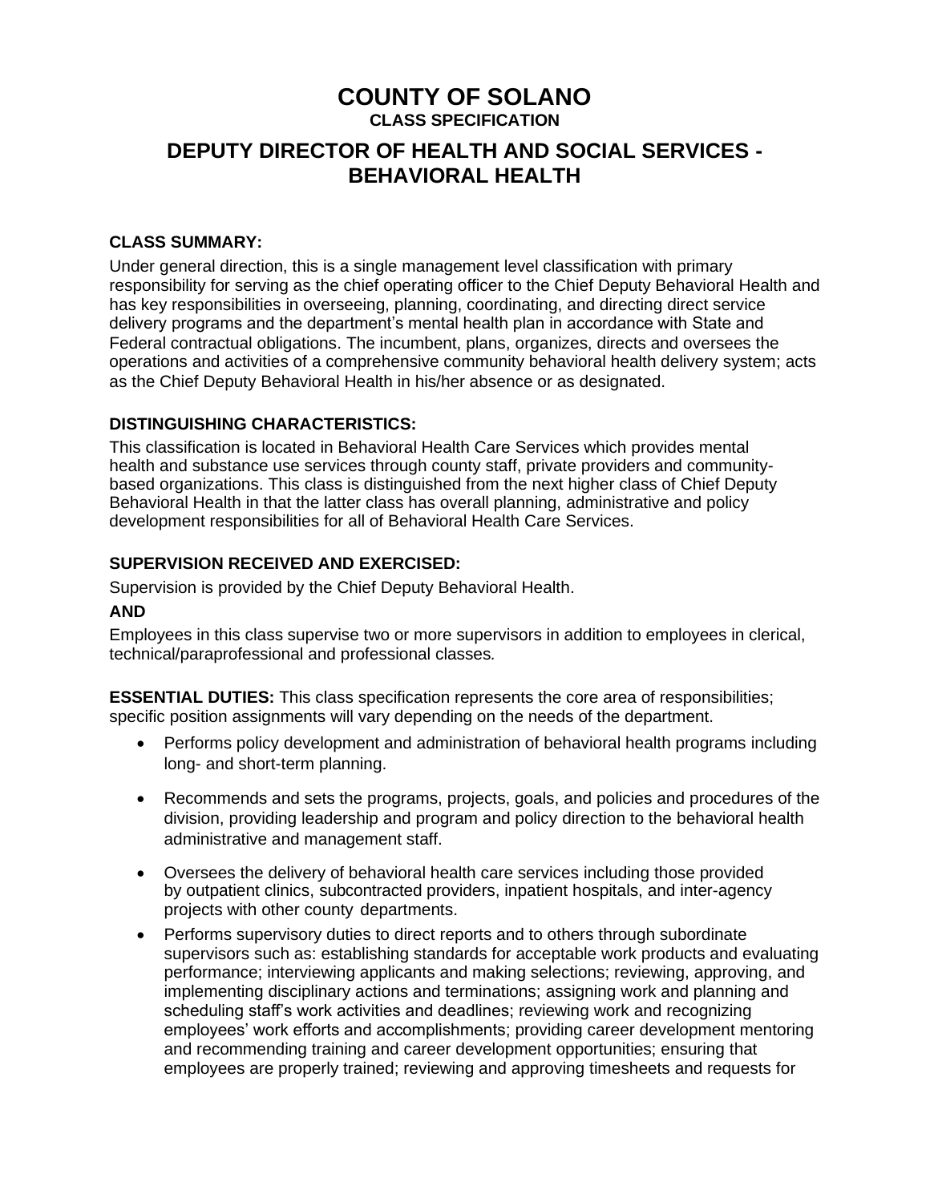# COUNTY OF SOLANO

**CLASS SPECIFICATION**

## DEPUTY DIRECTOR OF HEALTH AND SOCIAL SERVICES - BEHAVIORAL HEALTH

### CLASS SUMMARY:

Under general direction, this is a single management level classification with primary responsibility for serving as the chief operating officer to the Chief Deputy Behavioral Health and has key responsibilities in overseeing, planning, coordinating, and directing direct service delivery programs and the department's mental health plan in accordance with State and Federal contractual obligations. The incumbent, plans, organizes, directs and oversees the operations and activities of a comprehensive community behavioral health delivery system; acts as the Chief Deputy Behavioral Health in his/her absence or as designated.

### DISTINGUISHING CHARACTERISTICS:

This classification is located in Behavioral Health Care Services which provides mental health and substance use services through county staff, private providers and community-based organizations. This class is distinguished from the next higher class of Chief Deputy Behavioral Health in that the latter class has overall planning, administrative and policy development responsibilities for all of Behavioral Health Care Services.

### SUPERVISION RECEIVED AND EXERCISED:

Supervision is provided by the Chief Deputy Behavioral Health.

**AND**

Employees in this class supervise two or more supervisors in addition to employees in clerical, technical/paraprofessional and professional classes.

**ESSENTIAL DUTIES:** This class specification represents the core area of responsibilities; specific position assignments will vary depending on the needs of the department.

- Performs policy development and administration of behavioral health programs including long- and short-term planning.
- Recommends and sets the programs, projects, goals, and policies and procedures of the division, providing leadership and program and policy direction to the behavioral health administrative and management staff.
- Oversees the delivery of behavioral health care services including those provided by outpatient clinics, subcontracted providers, inpatient hospitals, and inter-agency projects with other county departments.
- Performs supervisory duties to direct reports and to others through subordinate supervisors such as: establishing standards for acceptable work products and evaluating performance; interviewing applicants and making selections; reviewing, approving, and implementing disciplinary actions and terminations; assigning work and planning and scheduling staff's work activities and deadlines; reviewing work and recognizing employees' work efforts and accomplishments; providing career development mentoring and recommending training and career development opportunities; ensuring that employees are properly trained; reviewing and approving timesheets and requests for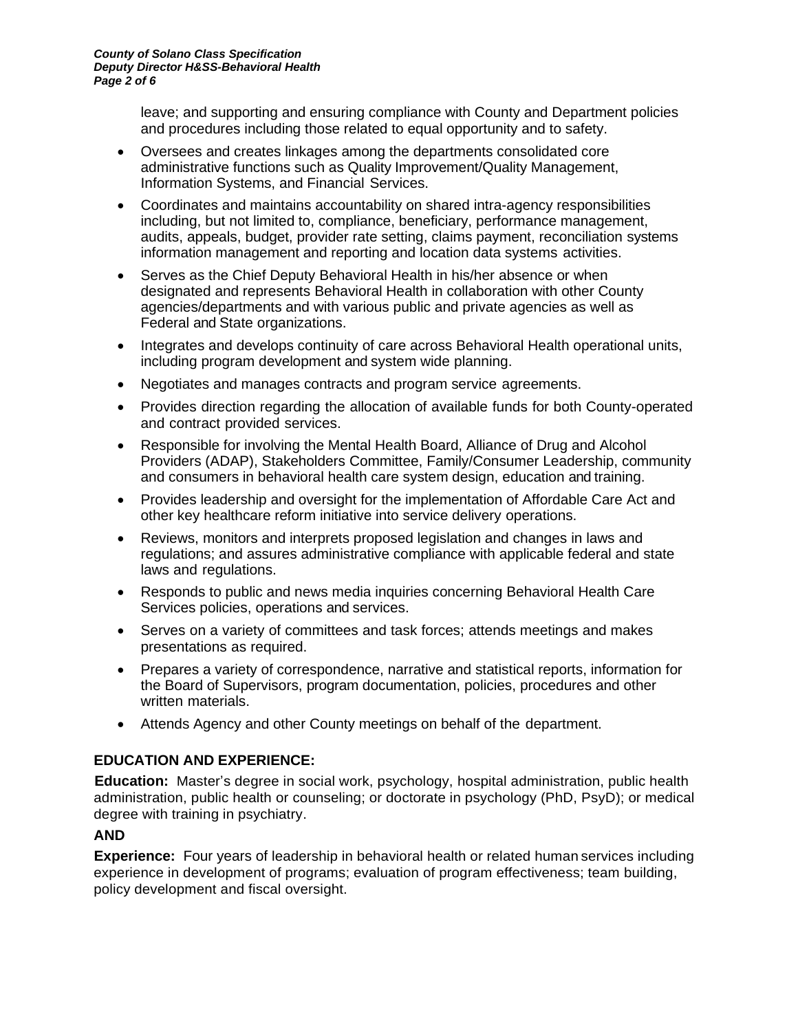leave; and supporting and ensuring compliance with County and Department policies and procedures including those related to equal opportunity and to safety.

- Oversees and creates linkages among the departments consolidated core administrative functions such as Quality Improvement/Quality Management, Information Systems, and Financial Services.
- Coordinates and maintains accountability on shared intra-agency responsibilities including, but not limited to, compliance, beneficiary, performance management, audits, appeals, budget, provider rate setting, claims payment, reconciliation systems information management and reporting and location data systems activities.
- Serves as the Chief Deputy Behavioral Health in his/her absence or when designated and represents Behavioral Health in collaboration with other County agencies/departments and with various public and private agencies as well as Federal and State organizations.
- Integrates and develops continuity of care across Behavioral Health operational units, including program development and system wide planning.
- Negotiates and manages contracts and program service agreements.
- Provides direction regarding the allocation of available funds for both County-operated and contract provided services.
- Responsible for involving the Mental Health Board, Alliance of Drug and Alcohol Providers (ADAP), Stakeholders Committee, Family/Consumer Leadership, community and consumers in behavioral health care system design, education and training.
- Provides leadership and oversight for the implementation of Affordable Care Act and other key healthcare reform initiative into service delivery operations.
- Reviews, monitors and interprets proposed legislation and changes in laws and regulations; and assures administrative compliance with applicable federal and state laws and regulations.
- Responds to public and news media inquiries concerning Behavioral Health Care Services policies, operations and services.
- Serves on a variety of committees and task forces; attends meetings and makes presentations as required.
- Prepares a variety of correspondence, narrative and statistical reports, information for the Board of Supervisors, program documentation, policies, procedures and other written materials.
- Attends Agency and other County meetings on behalf of the department.

## EDUCATION AND EXPERIENCE:

**Education:** Master's degree in social work, psychology, hospital administration, public health administration, public health or counseling; or doctorate in psychology (PhD, PsyD); or medical degree with training in psychiatry.

**AND**

**Experience:** Four years of leadership in behavioral health or related human services including experience in development of programs; evaluation of program effectiveness; team building, policy development and fiscal oversight.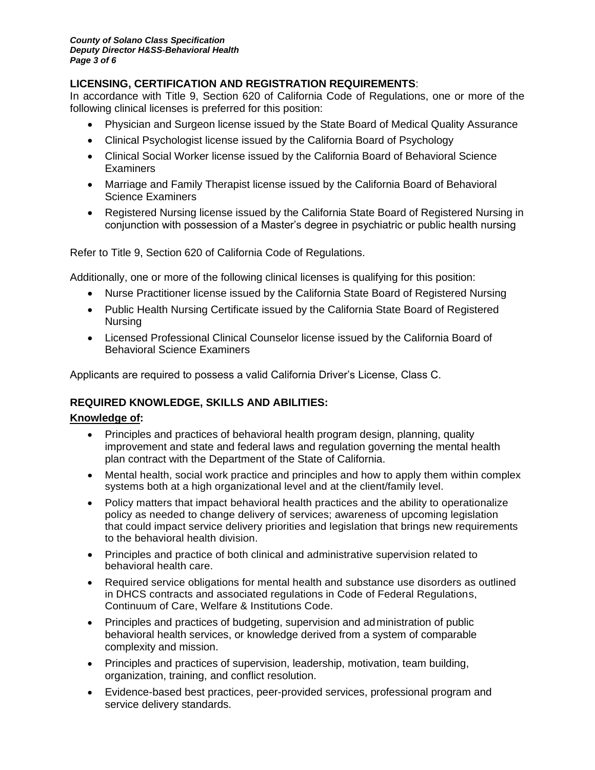## LICENSING, CERTIFICATION AND REGISTRATION REQUIREMENTS:

In accordance with Title 9, Section 620 of California Code of Regulations, one or more of the following clinical licenses is preferred for this position:

- Physician and Surgeon license issued by the State Board of Medical Quality Assurance
- Clinical Psychologist license issued by the California Board of Psychology
- Clinical Social Worker license issued by the California Board of Behavioral Science Examiners
- Marriage and Family Therapist license issued by the California Board of Behavioral Science Examiners
- Registered Nursing license issued by the California State Board of Registered Nursing in conjunction with possession of a Master's degree in psychiatric or public health nursing

Refer to Title 9, Section 620 of California Code of Regulations.

Additionally, one or more of the following clinical licenses is qualifying for this position:

- Nurse Practitioner license issued by the California State Board of Registered Nursing
- Public Health Nursing Certificate issued by the California State Board of Registered Nursing
- Licensed Professional Clinical Counselor license issued by the California Board of Behavioral Science Examiners

Applicants are required to possess a valid California Driver's License, Class C.

## REQUIRED KNOWLEDGE, SKILLS AND ABILITIES:

### Knowledge of:

- Principles and practices of behavioral health program design, planning, quality improvement and state and federal laws and regulation governing the mental health plan contract with the Department of the State of California.
- Mental health, social work practice and principles and how to apply them within complex systems both at a high organizational level and at the client/family level.
- Policy matters that impact behavioral health practices and the ability to operationalize policy as needed to change delivery of services; awareness of upcoming legislation that could impact service delivery priorities and legislation that brings new requirements to the behavioral health division.
- Principles and practice of both clinical and administrative supervision related to behavioral health care.
- Required service obligations for mental health and substance use disorders as outlined in DHCS contracts and associated regulations in Code of Federal Regulations, Continuum of Care, Welfare & Institutions Code.
- Principles and practices of budgeting, supervision and administration of public behavioral health services, or knowledge derived from a system of comparable complexity and mission.
- Principles and practices of supervision, leadership, motivation, team building, organization, training, and conflict resolution.
- Evidence-based best practices, peer-provided services, professional program and service delivery standards.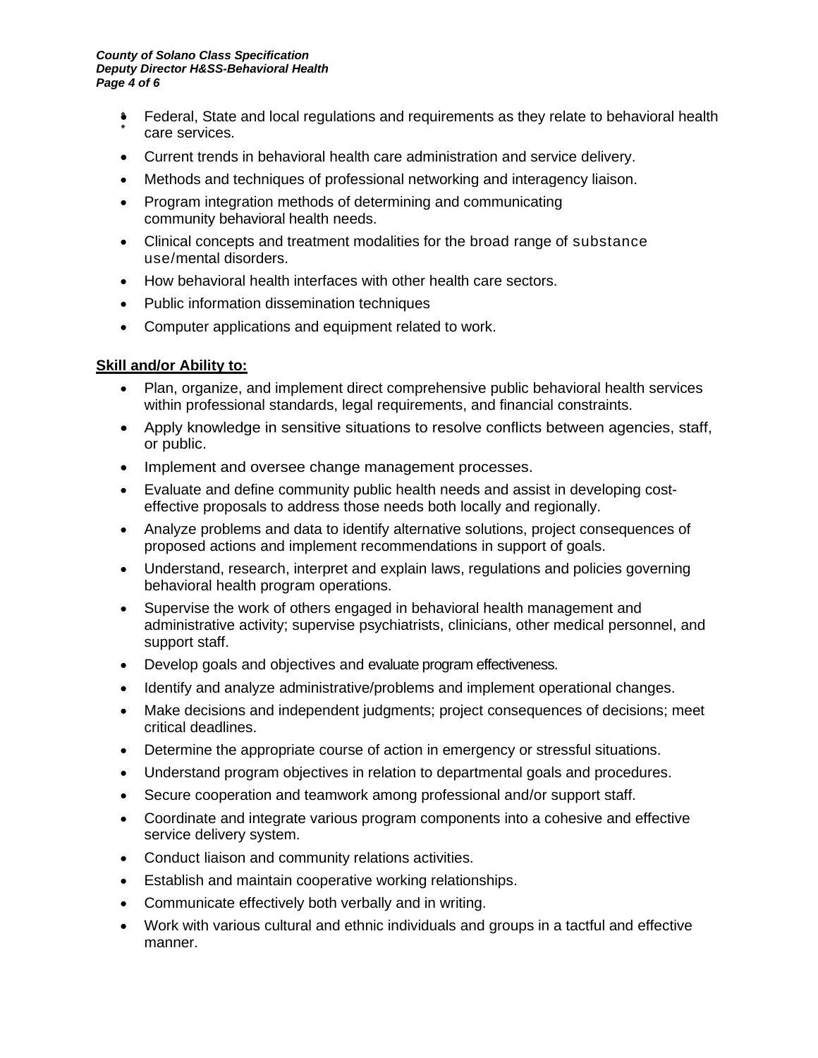- Federal, State and local regulations and requirements as they relate to behavioral health care services.
- Current trends in behavioral health care administration and service delivery.
- Methods and techniques of professional networking and interagency liaison.
- Program integration methods of determining and communicating community behavioral health needs.
- Clinical concepts and treatment modalities for the broad range of substance use/mental disorders.
- How behavioral health interfaces with other health care sectors.
- Public information dissemination techniques
- Computer applications and equipment related to work.

**Skill and/or Ability to:**

- Plan, organize, and implement direct comprehensive public behavioral health services within professional standards, legal requirements, and financial constraints.
- Apply knowledge in sensitive situations to resolve conflicts between agencies, staff, or public.
- Implement and oversee change management processes.
- Evaluate and define community public health needs and assist in developing cost-effective proposals to address those needs both locally and regionally.
- Analyze problems and data to identify alternative solutions, project consequences of proposed actions and implement recommendations in support of goals.
- Understand, research, interpret and explain laws, regulations and policies governing behavioral health program operations.
- Supervise the work of others engaged in behavioral health management and administrative activity; supervise psychiatrists, clinicians, other medical personnel, and support staff.
- Develop goals and objectives and evaluate program effectiveness.
- Identify and analyze administrative/problems and implement operational changes.
- Make decisions and independent judgments; project consequences of decisions; meet critical deadlines.
- Determine the appropriate course of action in emergency or stressful situations.
- Understand program objectives in relation to departmental goals and procedures.
- Secure cooperation and teamwork among professional and/or support staff.
- Coordinate and integrate various program components into a cohesive and effective service delivery system.
- Conduct liaison and community relations activities.
- Establish and maintain cooperative working relationships.
- Communicate effectively both verbally and in writing.
- Work with various cultural and ethnic individuals and groups in a tactful and effective manner.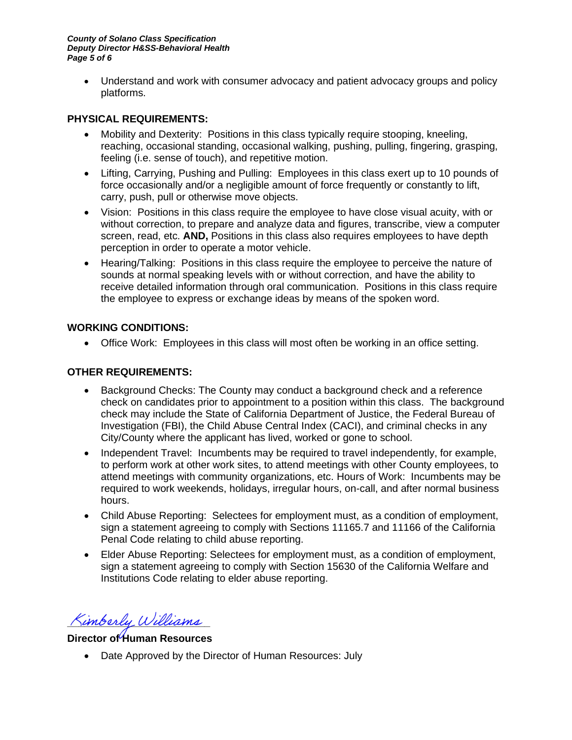- Understand and work with consumer advocacy and patient advocacy groups and policy platforms.

## PHYSICAL REQUIREMENTS:

- Mobility and Dexterity: Positions in this class typically require stooping, kneeling, reaching, occasional standing, occasional walking, pushing, pulling, fingering, grasping, feeling (i.e. sense of touch), and repetitive motion.
- Lifting, Carrying, Pushing and Pulling: Employees in this class exert up to 10 pounds of force occasionally and/or a negligible amount of force frequently or constantly to lift, carry, push, pull or otherwise move objects.
- Vision: Positions in this class require the employee to have close visual acuity, with or without correction, to prepare and analyze data and figures, transcribe, view a computer screen, read, etc. **AND,** Positions in this class also requires employees to have depth perception in order to operate a motor vehicle.
- Hearing/Talking: Positions in this class require the employee to perceive the nature of sounds at normal speaking levels with or without correction, and have the ability to receive detailed information through oral communication. Positions in this class require the employee to express or exchange ideas by means of the spoken word.

## WORKING CONDITIONS:

- Office Work: Employees in this class will most often be working in an office setting.

## OTHER REQUIREMENTS:

- Background Checks: The County may conduct a background check and a reference check on candidates prior to appointment to a position within this class. The background check may include the State of California Department of Justice, the Federal Bureau of Investigation (FBI), the Child Abuse Central Index (CACI), and criminal checks in any City/County where the applicant has lived, worked or gone to school.
- Independent Travel: Incumbents may be required to travel independently, for example, to perform work at other work sites, to attend meetings with other County employees, to attend meetings with community organizations, etc. Hours of Work: Incumbents may be required to work weekends, holidays, irregular hours, on-call, and after normal business hours.
- Child Abuse Reporting: Selectees for employment must, as a condition of employment, sign a statement agreeing to comply with Sections 11165.7 and 11166 of the California Penal Code relating to child abuse reporting.
- Elder Abuse Reporting: Selectees for employment must, as a condition of employment, sign a statement agreeing to comply with Section 15630 of the California Welfare and Institutions Code relating to elder abuse reporting.

*Kimberly Williams*

**Director of Human Resources**

- Date Approved by the Director of Human Resources: July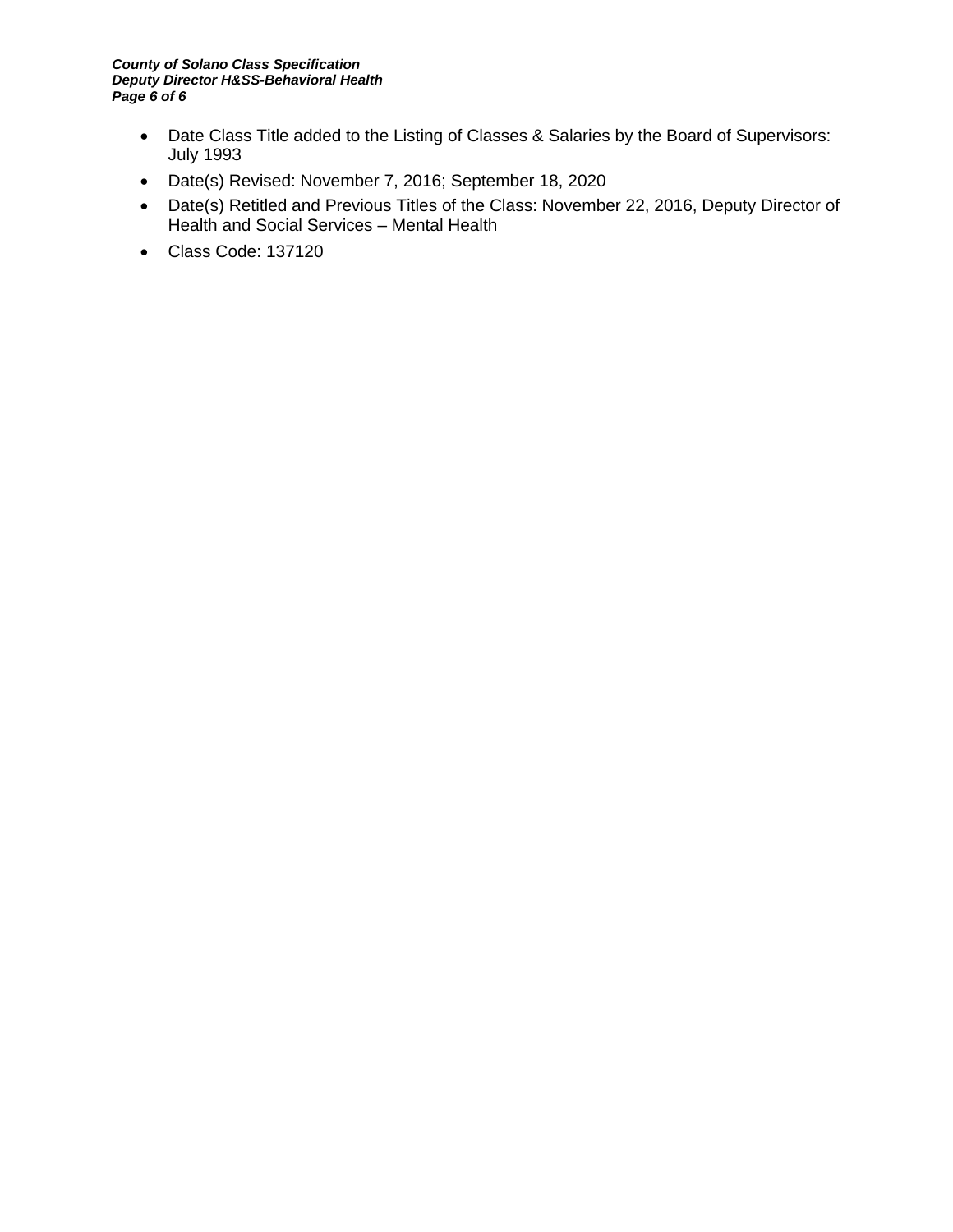- Date Class Title added to the Listing of Classes & Salaries by the Board of Supervisors: July 1993
- Date(s) Revised: November 7, 2016; September 18, 2020
- Date(s) Retitled and Previous Titles of the Class: November 22, 2016, Deputy Director of Health and Social Services – Mental Health
- Class Code: 137120